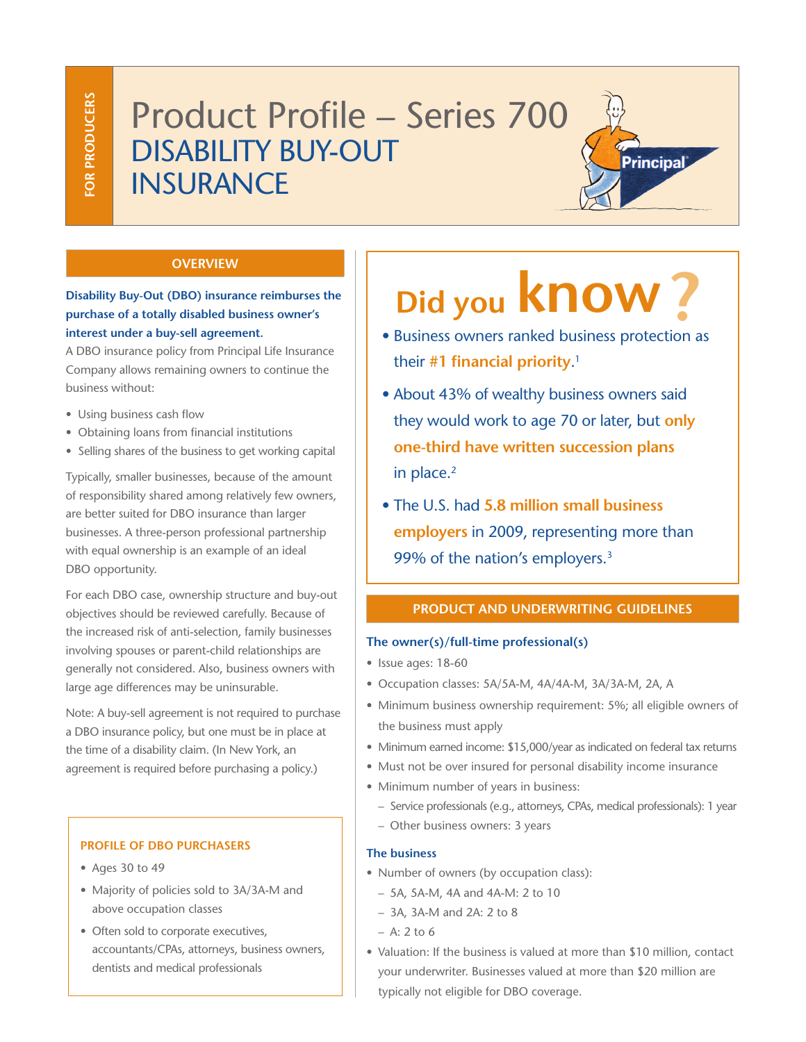FOR PRODUCERS

# Product Profile – Series 700
## DISABILITY BUY-OUT INSURANCE

## OVERVIEW

**Disability Buy-Out (DBO) insurance reimburses the purchase of a totally disabled business owner's interest under a buy-sell agreement.**

A DBO insurance policy from Principal Life Insurance Company allows remaining owners to continue the business without:

- Using business cash flow
- Obtaining loans from financial institutions
- Selling shares of the business to get working capital

Typically, smaller businesses, because of the amount of responsibility shared among relatively few owners, are better suited for DBO insurance than larger businesses. A three-person professional partnership with equal ownership is an example of an ideal DBO opportunity.

For each DBO case, ownership structure and buy-out objectives should be reviewed carefully. Because of the increased risk of anti-selection, family businesses involving spouses or parent-child relationships are generally not considered. Also, business owners with large age differences may be uninsurable.

Note: A buy-sell agreement is not required to purchase a DBO insurance policy, but one must be in place at the time of a disability claim. (In New York, an agreement is required before purchasing a policy.)

### PROFILE OF DBO PURCHASERS

- Ages 30 to 49
- Majority of policies sold to 3A/3A-M and above occupation classes
- Often sold to corporate executives, accountants/CPAs, attorneys, business owners, dentists and medical professionals

## Did you know?

- Business owners ranked business protection as their **#1 financial priority**.[1]
- About 43% of wealthy business owners said they would work to age 70 or later, but **only one-third have written succession plans** in place.[2]
- The U.S. had **5.8 million small business employers** in 2009, representing more than 99% of the nation's employers.[3]

## PRODUCT AND UNDERWRITING GUIDELINES

### The owner(s)/full-time professional(s)

- Issue ages: 18-60
- Occupation classes: 5A/5A-M, 4A/4A-M, 3A/3A-M, 2A, A
- Minimum business ownership requirement: 5%; all eligible owners of the business must apply
- Minimum earned income: $15,000/year as indicated on federal tax returns
- Must not be over insured for personal disability income insurance
- Minimum number of years in business:
  - Service professionals (e.g., attorneys, CPAs, medical professionals): 1 year
  - Other business owners: 3 years

### The business

- Number of owners (by occupation class):
  - 5A, 5A-M, 4A and 4A-M: 2 to 10
  - 3A, 3A-M and 2A: 2 to 8
  - A: 2 to 6
- Valuation: If the business is valued at more than $10 million, contact your underwriter. Businesses valued at more than $20 million are typically not eligible for DBO coverage.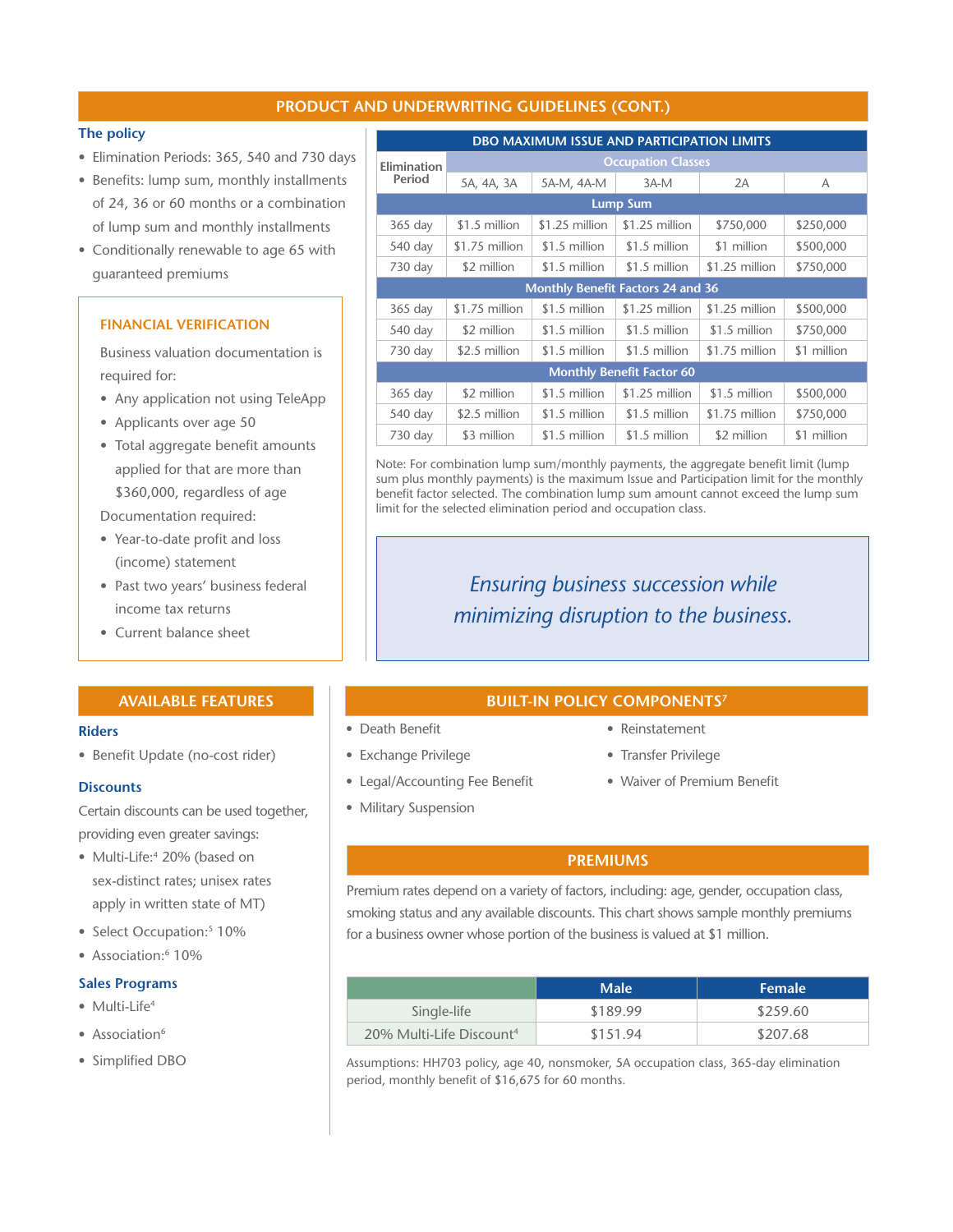## PRODUCT AND UNDERWRITING GUIDELINES (CONT.)

### The policy

- Elimination Periods: 365, 540 and 730 days
- Benefits: lump sum, monthly installments of 24, 36 or 60 months or a combination of lump sum and monthly installments
- Conditionally renewable to age 65 with guaranteed premiums

### FINANCIAL VERIFICATION

Business valuation documentation is required for:

- Any application not using TeleApp
- Applicants over age 50
- Total aggregate benefit amounts applied for that are more than $360,000, regardless of age

Documentation required:

- Year-to-date profit and loss (income) statement
- Past two years' business federal income tax returns
- Current balance sheet

**DBO MAXIMUM ISSUE AND PARTICIPATION LIMITS**

| Elimination Period | Occupation Classes | | | | |
|---|---|---|---|---|---|
| | 5A, 4A, 3A | 5A-M, 4A-M | 3A-M | 2A | A |
| **Lump Sum** | | | | | |
| 365 day | $1.5 million | $1.25 million | $1.25 million | $750,000 | $250,000 |
| 540 day | $1.75 million | $1.5 million | $1.5 million | $1 million | $500,000 |
| 730 day | $2 million | $1.5 million | $1.5 million | $1.25 million | $750,000 |
| **Monthly Benefit Factors 24 and 36** | | | | | |
| 365 day | $1.75 million | $1.5 million | $1.25 million | $1.25 million | $500,000 |
| 540 day | $2 million | $1.5 million | $1.5 million | $1.5 million | $750,000 |
| 730 day | $2.5 million | $1.5 million | $1.5 million | $1.75 million | $1 million |
| **Monthly Benefit Factor 60** | | | | | |
| 365 day | $2 million | $1.5 million | $1.25 million | $1.5 million | $500,000 |
| 540 day | $2.5 million | $1.5 million | $1.5 million | $1.75 million | $750,000 |
| 730 day | $3 million | $1.5 million | $1.5 million | $2 million | $1 million |

Note: For combination lump sum/monthly payments, the aggregate benefit limit (lump sum plus monthly payments) is the maximum Issue and Participation limit for the monthly benefit factor selected. The combination lump sum amount cannot exceed the lump sum limit for the selected elimination period and occupation class.

*Ensuring business succession while minimizing disruption to the business.*

## AVAILABLE FEATURES

### Riders

- Benefit Update (no-cost rider)

### Discounts

Certain discounts can be used together, providing even greater savings:

- Multi-Life:[4] 20% (based on sex-distinct rates; unisex rates apply in written state of MT)
- Select Occupation:[5] 10%
- Association:[6] 10%

### Sales Programs

- Multi-Life[4]
- Association[6]
- Simplified DBO

## BUILT-IN POLICY COMPONENTS[7]

- Death Benefit
- Exchange Privilege
- Legal/Accounting Fee Benefit
- Military Suspension
- Reinstatement
- Transfer Privilege
- Waiver of Premium Benefit

## PREMIUMS

Premium rates depend on a variety of factors, including: age, gender, occupation class, smoking status and any available discounts. This chart shows sample monthly premiums for a business owner whose portion of the business is valued at $1 million.

| | Male | Female |
|---|---|---|
| Single-life | $189.99 | $259.60 |
| 20% Multi-Life Discount[4] | $151.94 | $207.68 |

Assumptions: HH703 policy, age 40, nonsmoker, 5A occupation class, 365-day elimination period, monthly benefit of $16,675 for 60 months.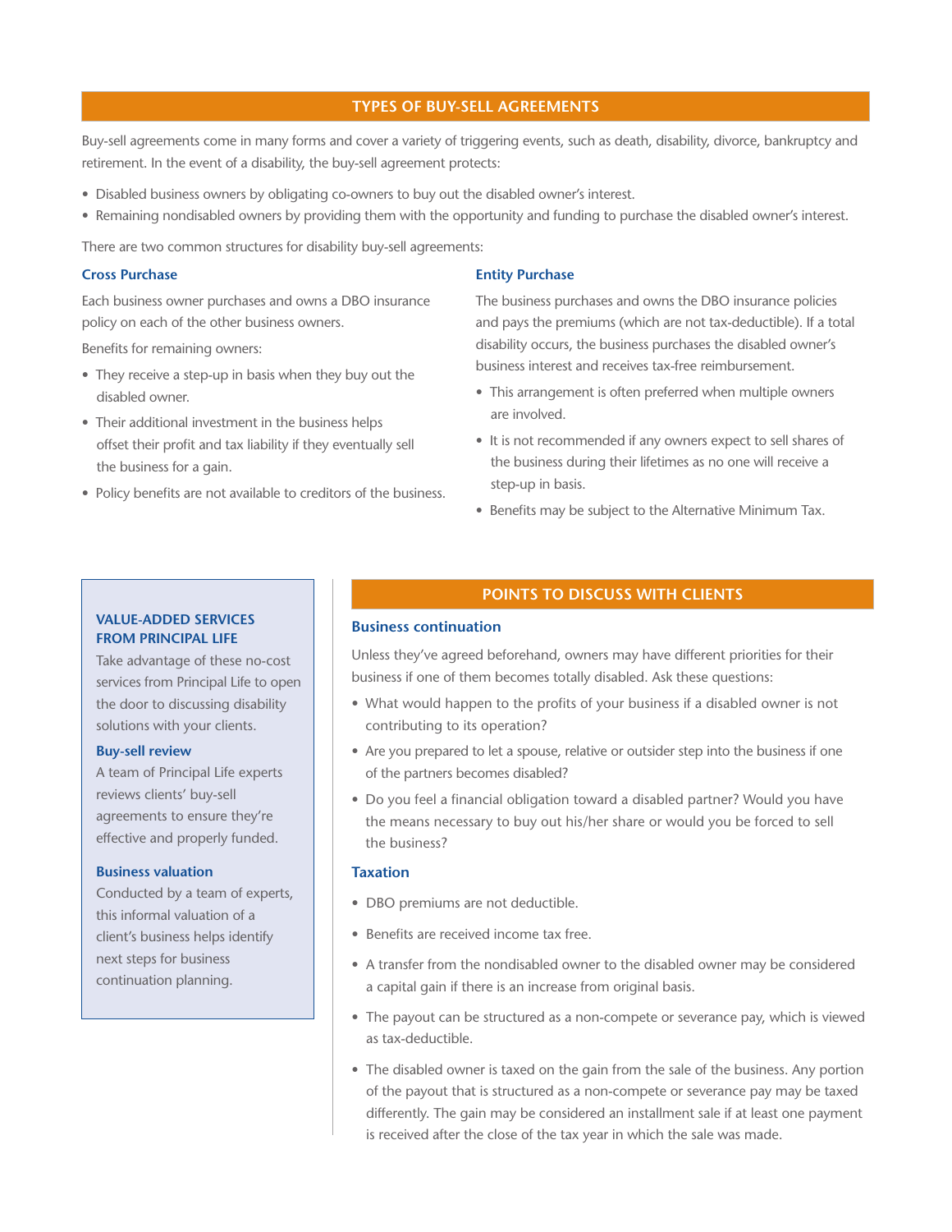## TYPES OF BUY-SELL AGREEMENTS

Buy-sell agreements come in many forms and cover a variety of triggering events, such as death, disability, divorce, bankruptcy and retirement. In the event of a disability, the buy-sell agreement protects:

- Disabled business owners by obligating co-owners to buy out the disabled owner's interest.
- Remaining nondisabled owners by providing them with the opportunity and funding to purchase the disabled owner's interest.

There are two common structures for disability buy-sell agreements:

### Cross Purchase

Each business owner purchases and owns a DBO insurance policy on each of the other business owners.

Benefits for remaining owners:

- They receive a step-up in basis when they buy out the disabled owner.
- Their additional investment in the business helps offset their profit and tax liability if they eventually sell the business for a gain.
- Policy benefits are not available to creditors of the business.

### Entity Purchase

The business purchases and owns the DBO insurance policies and pays the premiums (which are not tax-deductible). If a total disability occurs, the business purchases the disabled owner's business interest and receives tax-free reimbursement.

- This arrangement is often preferred when multiple owners are involved.
- It is not recommended if any owners expect to sell shares of the business during their lifetimes as no one will receive a step-up in basis.
- Benefits may be subject to the Alternative Minimum Tax.

## VALUE-ADDED SERVICES FROM PRINCIPAL LIFE

Take advantage of these no-cost services from Principal Life to open the door to discussing disability solutions with your clients.

### Buy-sell review

A team of Principal Life experts reviews clients' buy-sell agreements to ensure they're effective and properly funded.

### Business valuation

Conducted by a team of experts, this informal valuation of a client's business helps identify next steps for business continuation planning.

## POINTS TO DISCUSS WITH CLIENTS

### Business continuation

Unless they've agreed beforehand, owners may have different priorities for their business if one of them becomes totally disabled. Ask these questions:

- What would happen to the profits of your business if a disabled owner is not contributing to its operation?
- Are you prepared to let a spouse, relative or outsider step into the business if one of the partners becomes disabled?
- Do you feel a financial obligation toward a disabled partner? Would you have the means necessary to buy out his/her share or would you be forced to sell the business?

### Taxation

- DBO premiums are not deductible.
- Benefits are received income tax free.
- A transfer from the nondisabled owner to the disabled owner may be considered a capital gain if there is an increase from original basis.
- The payout can be structured as a non-compete or severance pay, which is viewed as tax-deductible.
- The disabled owner is taxed on the gain from the sale of the business. Any portion of the payout that is structured as a non-compete or severance pay may be taxed differently. The gain may be considered an installment sale if at least one payment is received after the close of the tax year in which the sale was made.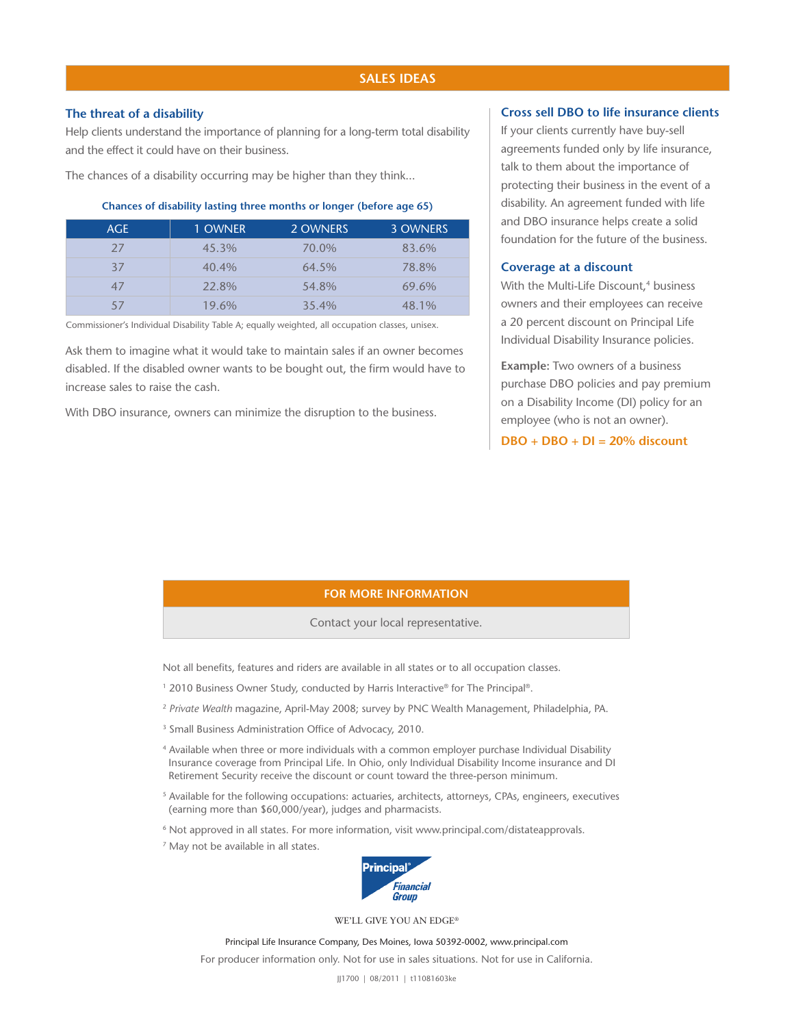## SALES IDEAS

### The threat of a disability

Help clients understand the importance of planning for a long-term total disability and the effect it could have on their business.

The chances of a disability occurring may be higher than they think...

**Chances of disability lasting three months or longer (before age 65)**

| AGE | 1 OWNER | 2 OWNERS | 3 OWNERS |
|---|---|---|---|
| 27 | 45.3% | 70.0% | 83.6% |
| 37 | 40.4% | 64.5% | 78.8% |
| 47 | 22.8% | 54.8% | 69.6% |
| 57 | 19.6% | 35.4% | 48.1% |

Commissioner's Individual Disability Table A; equally weighted, all occupation classes, unisex.

Ask them to imagine what it would take to maintain sales if an owner becomes disabled. If the disabled owner wants to be bought out, the firm would have to increase sales to raise the cash.

With DBO insurance, owners can minimize the disruption to the business.

### Cross sell DBO to life insurance clients

If your clients currently have buy-sell agreements funded only by life insurance, talk to them about the importance of protecting their business in the event of a disability. An agreement funded with life and DBO insurance helps create a solid foundation for the future of the business.

### Coverage at a discount

With the Multi-Life Discount,[4] business owners and their employees can receive a 20 percent discount on Principal Life Individual Disability Insurance policies.

**Example:** Two owners of a business purchase DBO policies and pay premium on a Disability Income (DI) policy for an employee (who is not an owner).

**DBO + DBO + DI = 20% discount**

## FOR MORE INFORMATION

Contact your local representative.

Not all benefits, features and riders are available in all states or to all occupation classes.

[1] 2010 Business Owner Study, conducted by Harris Interactive® for The Principal®.

[2] *Private Wealth* magazine, April-May 2008; survey by PNC Wealth Management, Philadelphia, PA.

[3] Small Business Administration Office of Advocacy, 2010.

[4] Available when three or more individuals with a common employer purchase Individual Disability Insurance coverage from Principal Life. In Ohio, only Individual Disability Income insurance and DI Retirement Security receive the discount or count toward the three-person minimum.

[5] Available for the following occupations: actuaries, architects, attorneys, CPAs, engineers, executives (earning more than $60,000/year), judges and pharmacists.

[6] Not approved in all states. For more information, visit www.principal.com/distateapprovals.

[7] May not be available in all states.

Principal® Financial Group

WE'LL GIVE YOU AN EDGE®

Principal Life Insurance Company, Des Moines, Iowa 50392-0002, www.principal.com

For producer information only. Not for use in sales situations. Not for use in California.

JJ1700 | 08/2011 | t11081603ke